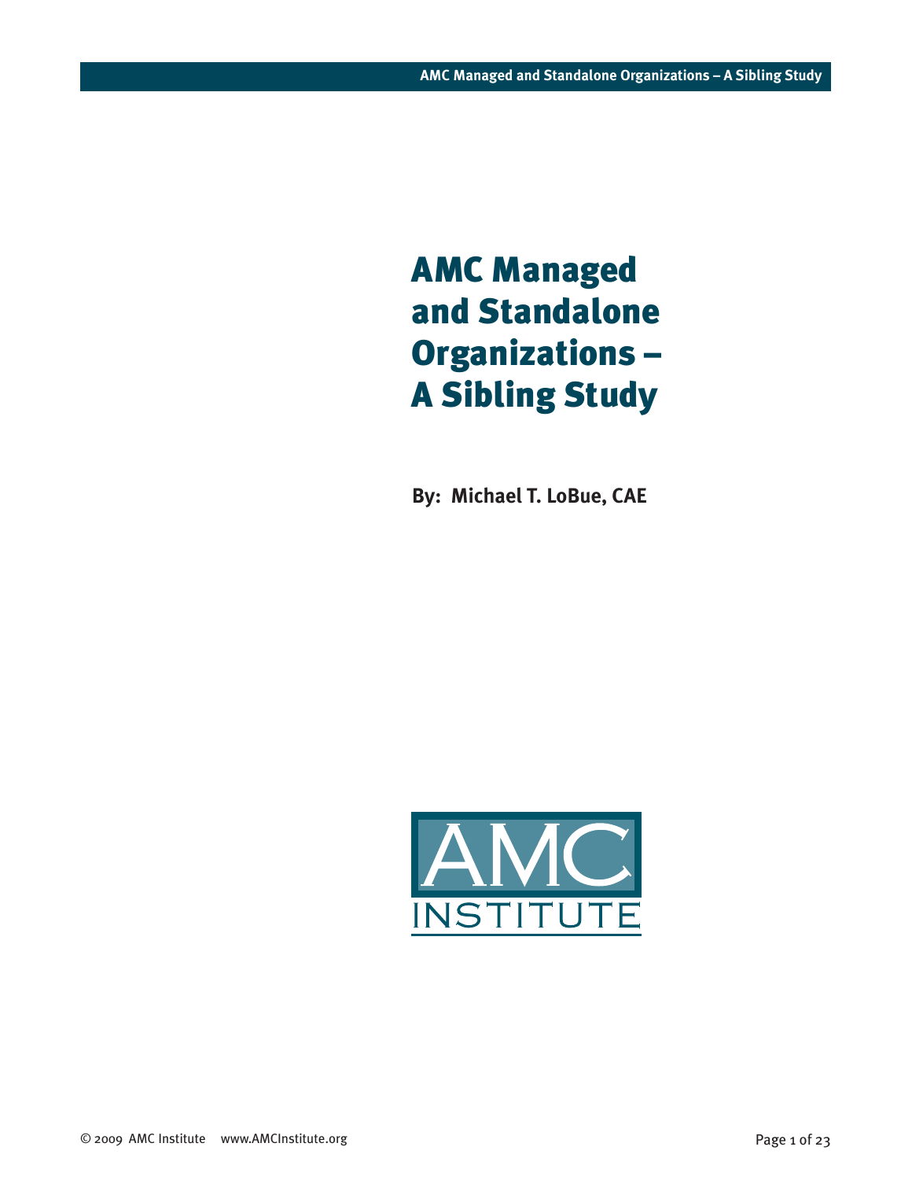# AMC Managed and Standalone Organizations – A Sibling Study

**By: Michael T. LoBue, CAE**

AMC INSTITUTE

© 2009 AMC Institute www.AMCInstitute.org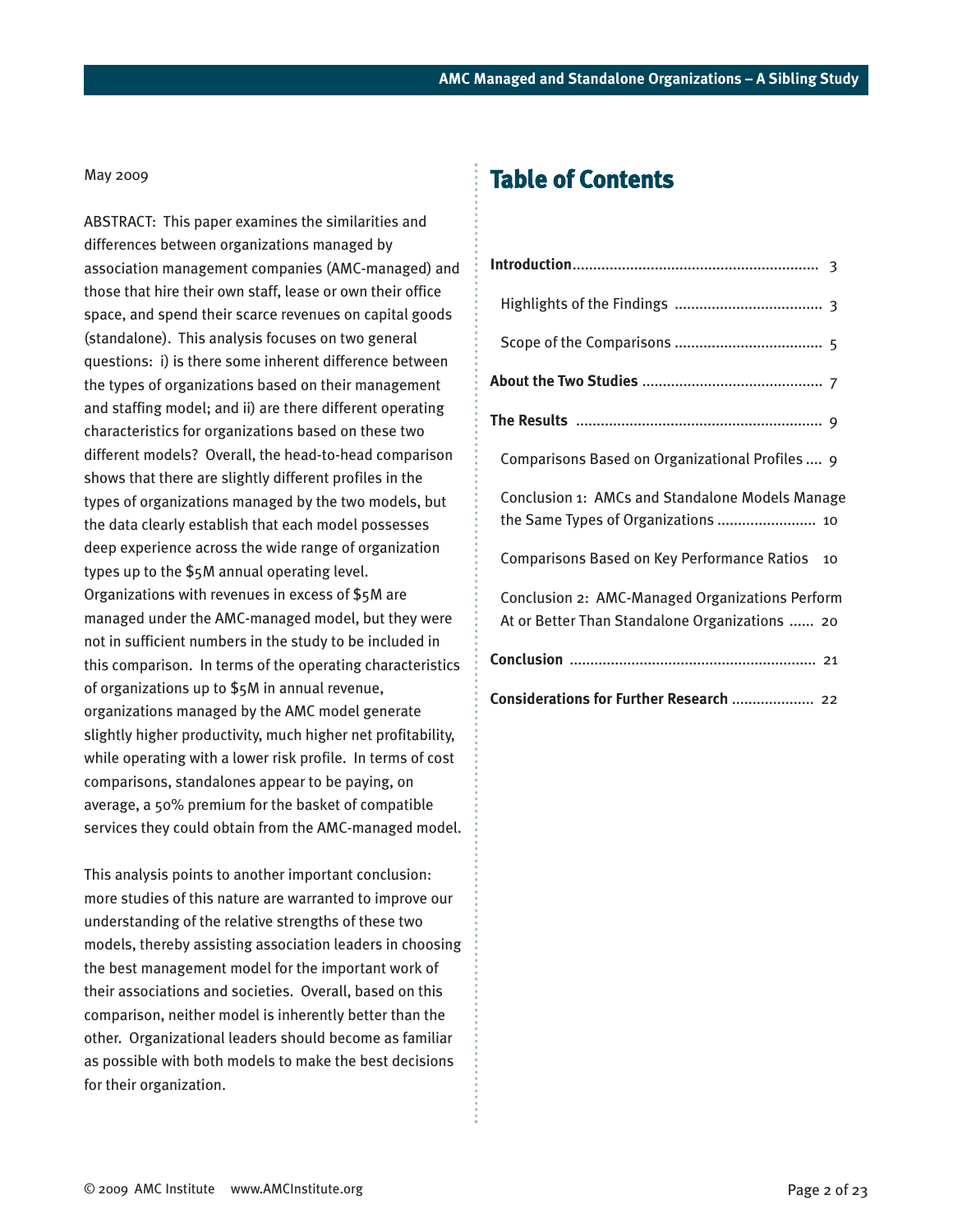May 2009

ABSTRACT: This paper examines the similarities and differences between organizations managed by association management companies (AMC-managed) and those that hire their own staff, lease or own their office space, and spend their scarce revenues on capital goods (standalone). This analysis focuses on two general questions: i) is there some inherent difference between the types of organizations based on their management and staffing model; and ii) are there different operating characteristics for organizations based on these two different models? Overall, the head-to-head comparison shows that there are slightly different profiles in the types of organizations managed by the two models, but the data clearly establish that each model possesses deep experience across the wide range of organization types up to the $5M annual operating level. Organizations with revenues in excess of $5M are managed under the AMC-managed model, but they were not in sufficient numbers in the study to be included in this comparison. In terms of the operating characteristics of organizations up to $5M in annual revenue, organizations managed by the AMC model generate slightly higher productivity, much higher net profitability, while operating with a lower risk profile. In terms of cost comparisons, standalones appear to be paying, on average, a 50% premium for the basket of compatible services they could obtain from the AMC-managed model.

This analysis points to another important conclusion: more studies of this nature are warranted to improve our understanding of the relative strengths of these two models, thereby assisting association leaders in choosing the best management model for the important work of their associations and societies. Overall, based on this comparison, neither model is inherently better than the other. Organizational leaders should become as familiar as possible with both models to make the best decisions for their organization.

# Table of Contents

**Introduction** ........................................................... 3

- Highlights of the Findings ........................................ 3
- Scope of the Comparisons ......................................... 5

**About the Two Studies** ............................................ 7

**The Results** ........................................................... 9

- Comparisons Based on Organizational Profiles .... 9
- Conclusion 1: AMCs and Standalone Models Manage the Same Types of Organizations ........................ 10
- Comparisons Based on Key Performance Ratios 10
- Conclusion 2: AMC-Managed Organizations Perform At or Better Than Standalone Organizations ...... 20

**Conclusion** ........................................................... 21

**Considerations for Further Research** .................... 22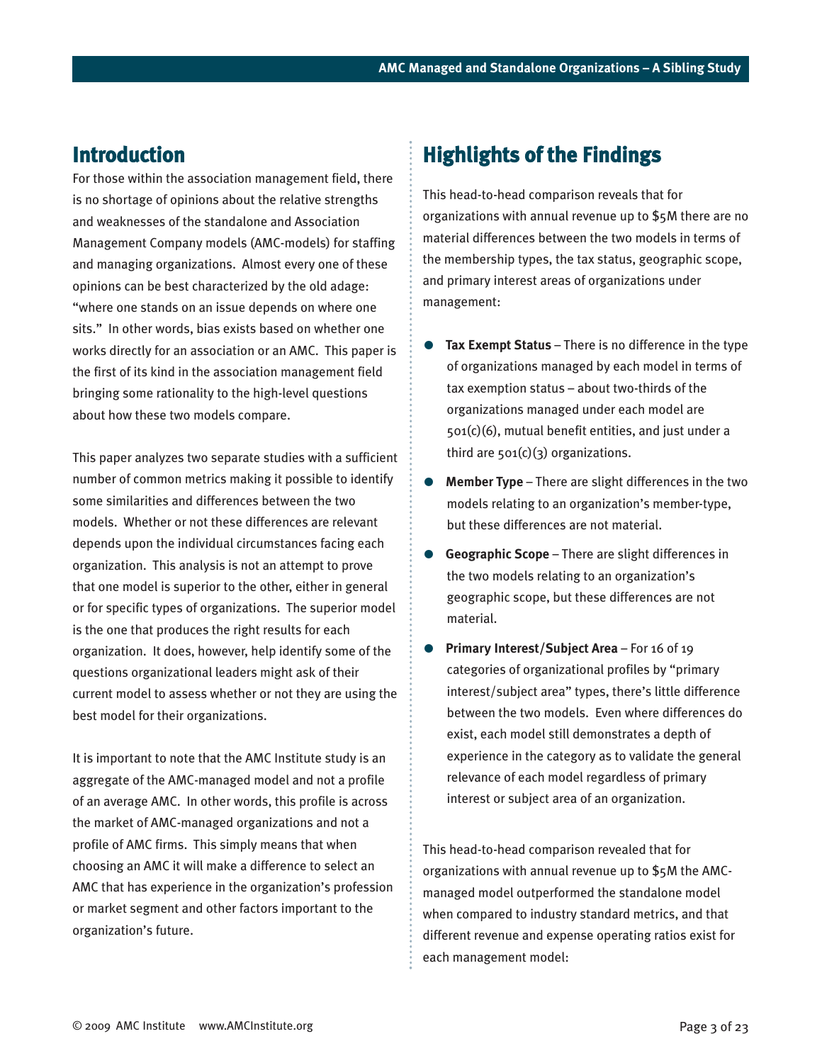## Introduction

For those within the association management field, there is no shortage of opinions about the relative strengths and weaknesses of the standalone and Association Management Company models (AMC-models) for staffing and managing organizations. Almost every one of these opinions can be best characterized by the old adage: "where one stands on an issue depends on where one sits." In other words, bias exists based on whether one works directly for an association or an AMC. This paper is the first of its kind in the association management field bringing some rationality to the high-level questions about how these two models compare.

This paper analyzes two separate studies with a sufficient number of common metrics making it possible to identify some similarities and differences between the two models. Whether or not these differences are relevant depends upon the individual circumstances facing each organization. This analysis is not an attempt to prove that one model is superior to the other, either in general or for specific types of organizations. The superior model is the one that produces the right results for each organization. It does, however, help identify some of the questions organizational leaders might ask of their current model to assess whether or not they are using the best model for their organizations.

It is important to note that the AMC Institute study is an aggregate of the AMC-managed model and not a profile of an average AMC. In other words, this profile is across the market of AMC-managed organizations and not a profile of AMC firms. This simply means that when choosing an AMC it will make a difference to select an AMC that has experience in the organization's profession or market segment and other factors important to the organization's future.

## Highlights of the Findings

This head-to-head comparison reveals that for organizations with annual revenue up to $5M there are no material differences between the two models in terms of the membership types, the tax status, geographic scope, and primary interest areas of organizations under management:

- **Tax Exempt Status** – There is no difference in the type of organizations managed by each model in terms of tax exemption status – about two-thirds of the organizations managed under each model are 501(c)(6), mutual benefit entities, and just under a third are 501(c)(3) organizations.
- **Member Type** – There are slight differences in the two models relating to an organization's member-type, but these differences are not material.
- **Geographic Scope** – There are slight differences in the two models relating to an organization's geographic scope, but these differences are not material.
- **Primary Interest/Subject Area** – For 16 of 19 categories of organizational profiles by "primary interest/subject area" types, there's little difference between the two models. Even where differences do exist, each model still demonstrates a depth of experience in the category as to validate the general relevance of each model regardless of primary interest or subject area of an organization.

This head-to-head comparison revealed that for organizations with annual revenue up to $5M the AMC-managed model outperformed the standalone model when compared to industry standard metrics, and that different revenue and expense operating ratios exist for each management model: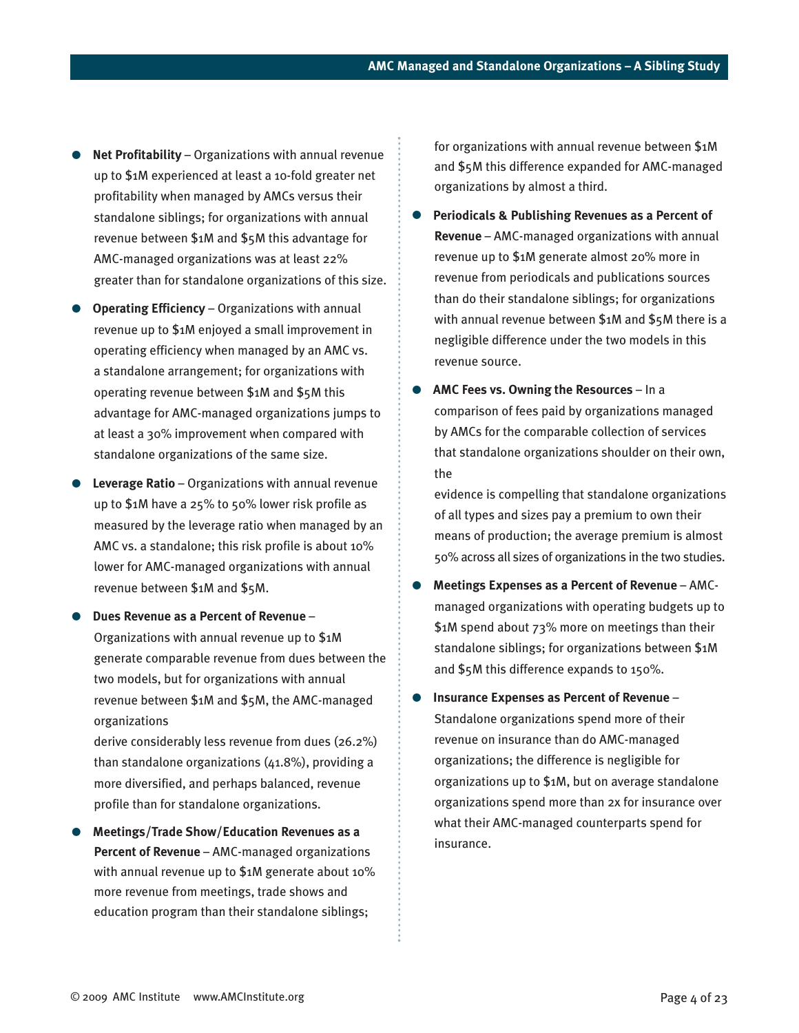- **Net Profitability** – Organizations with annual revenue up to $1M experienced at least a 10-fold greater net profitability when managed by AMCs versus their standalone siblings; for organizations with annual revenue between $1M and $5M this advantage for AMC-managed organizations was at least 22% greater than for standalone organizations of this size.

- **Operating Efficiency** – Organizations with annual revenue up to $1M enjoyed a small improvement in operating efficiency when managed by an AMC vs. a standalone arrangement; for organizations with operating revenue between $1M and $5M this advantage for AMC-managed organizations jumps to at least a 30% improvement when compared with standalone organizations of the same size.

- **Leverage Ratio** – Organizations with annual revenue up to $1M have a 25% to 50% lower risk profile as measured by the leverage ratio when managed by an AMC vs. a standalone; this risk profile is about 10% lower for AMC-managed organizations with annual revenue between $1M and $5M.

- **Dues Revenue as a Percent of Revenue** – Organizations with annual revenue up to $1M generate comparable revenue from dues between the two models, but for organizations with annual revenue between $1M and $5M, the AMC-managed organizations derive considerably less revenue from dues (26.2%) than standalone organizations (41.8%), providing a more diversified, and perhaps balanced, revenue profile than for standalone organizations.

- **Meetings/Trade Show/Education Revenues as a Percent of Revenue** – AMC-managed organizations with annual revenue up to $1M generate about 10% more revenue from meetings, trade shows and education program than their standalone siblings; for organizations with annual revenue between $1M and $5M this difference expanded for AMC-managed organizations by almost a third.

- **Periodicals & Publishing Revenues as a Percent of Revenue** – AMC-managed organizations with annual revenue up to $1M generate almost 20% more in revenue from periodicals and publications sources than do their standalone siblings; for organizations with annual revenue between $1M and $5M there is a negligible difference under the two models in this revenue source.

- **AMC Fees vs. Owning the Resources** – In a comparison of fees paid by organizations managed by AMCs for the comparable collection of services that standalone organizations shoulder on their own, the evidence is compelling that standalone organizations of all types and sizes pay a premium to own their means of production; the average premium is almost 50% across all sizes of organizations in the two studies.

- **Meetings Expenses as a Percent of Revenue** – AMC-managed organizations with operating budgets up to $1M spend about 73% more on meetings than their standalone siblings; for organizations between $1M and $5M this difference expands to 150%.

- **Insurance Expenses as Percent of Revenue** – Standalone organizations spend more of their revenue on insurance than do AMC-managed organizations; the difference is negligible for organizations up to $1M, but on average standalone organizations spend more than 2x for insurance over what their AMC-managed counterparts spend for insurance.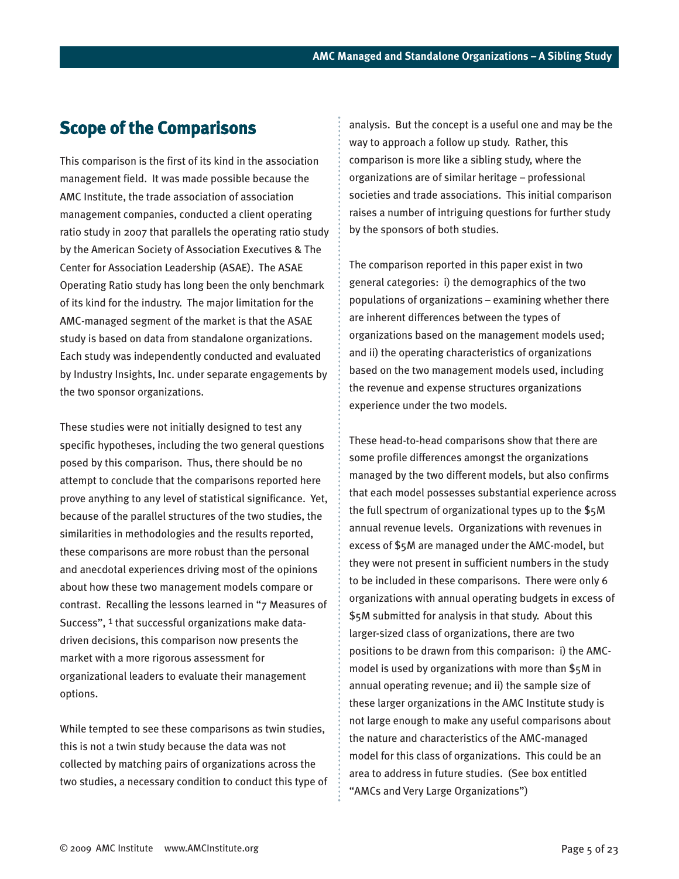## Scope of the Comparisons

This comparison is the first of its kind in the association management field. It was made possible because the AMC Institute, the trade association of association management companies, conducted a client operating ratio study in 2007 that parallels the operating ratio study by the American Society of Association Executives & The Center for Association Leadership (ASAE). The ASAE Operating Ratio study has long been the only benchmark of its kind for the industry. The major limitation for the AMC-managed segment of the market is that the ASAE study is based on data from standalone organizations. Each study was independently conducted and evaluated by Industry Insights, Inc. under separate engagements by the two sponsor organizations.

These studies were not initially designed to test any specific hypotheses, including the two general questions posed by this comparison. Thus, there should be no attempt to conclude that the comparisons reported here prove anything to any level of statistical significance. Yet, because of the parallel structures of the two studies, the similarities in methodologies and the results reported, these comparisons are more robust than the personal and anecdotal experiences driving most of the opinions about how these two management models compare or contrast. Recalling the lessons learned in "7 Measures of Success", [1] that successful organizations make data-driven decisions, this comparison now presents the market with a more rigorous assessment for organizational leaders to evaluate their management options.

While tempted to see these comparisons as twin studies, this is not a twin study because the data was not collected by matching pairs of organizations across the two studies, a necessary condition to conduct this type of analysis. But the concept is a useful one and may be the way to approach a follow up study. Rather, this comparison is more like a sibling study, where the organizations are of similar heritage – professional societies and trade associations. This initial comparison raises a number of intriguing questions for further study by the sponsors of both studies.

The comparison reported in this paper exist in two general categories: i) the demographics of the two populations of organizations – examining whether there are inherent differences between the types of organizations based on the management models used; and ii) the operating characteristics of organizations based on the two management models used, including the revenue and expense structures organizations experience under the two models.

These head-to-head comparisons show that there are some profile differences amongst the organizations managed by the two different models, but also confirms that each model possesses substantial experience across the full spectrum of organizational types up to the $5M annual revenue levels. Organizations with revenues in excess of $5M are managed under the AMC-model, but they were not present in sufficient numbers in the study to be included in these comparisons. There were only 6 organizations with annual operating budgets in excess of $5M submitted for analysis in that study. About this larger-sized class of organizations, there are two positions to be drawn from this comparison: i) the AMC-model is used by organizations with more than $5M in annual operating revenue; and ii) the sample size of these larger organizations in the AMC Institute study is not large enough to make any useful comparisons about the nature and characteristics of the AMC-managed model for this class of organizations. This could be an area to address in future studies. (See box entitled "AMCs and Very Large Organizations")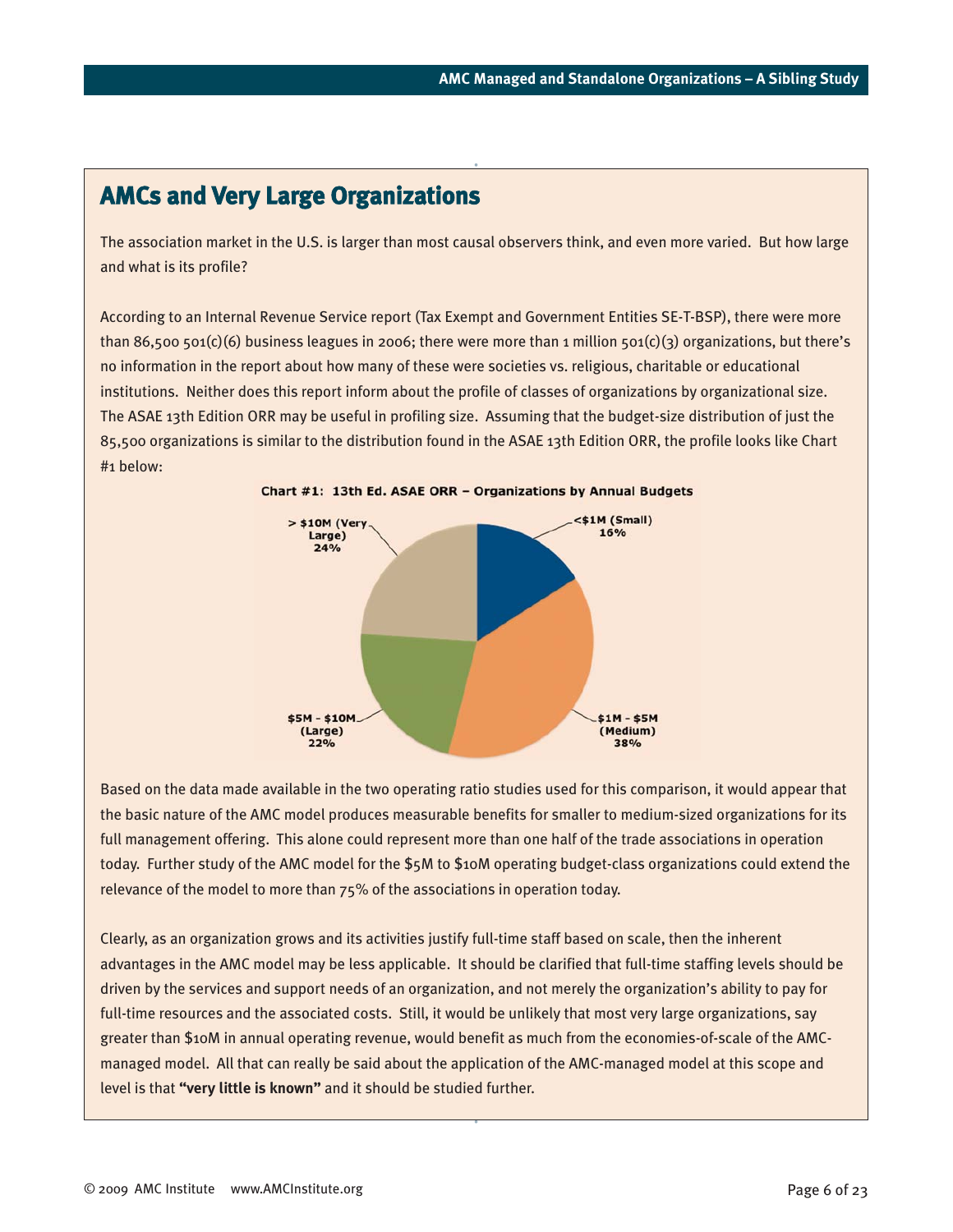## AMCs and Very Large Organizations

The association market in the U.S. is larger than most causal observers think, and even more varied. But how large and what is its profile?

According to an Internal Revenue Service report (Tax Exempt and Government Entities SE-T-BSP), there were more than 86,500 501(c)(6) business leagues in 2006; there were more than 1 million 501(c)(3) organizations, but there's no information in the report about how many of these were societies vs. religious, charitable or educational institutions. Neither does this report inform about the profile of classes of organizations by organizational size. The ASAE 13th Edition ORR may be useful in profiling size. Assuming that the budget-size distribution of just the 85,500 organizations is similar to the distribution found in the ASAE 13th Edition ORR, the profile looks like Chart #1 below:

**Chart #1: 13th Ed. ASAE ORR – Organizations by Annual Budgets**

<$1M (Small) 16%

$1M - $5M (Medium) 38%

$5M - $10M (Large) 22%

> $10M (Very Large) 24%

Based on the data made available in the two operating ratio studies used for this comparison, it would appear that the basic nature of the AMC model produces measurable benefits for smaller to medium-sized organizations for its full management offering. This alone could represent more than one half of the trade associations in operation today. Further study of the AMC model for the $5M to $10M operating budget-class organizations could extend the relevance of the model to more than 75% of the associations in operation today.

Clearly, as an organization grows and its activities justify full-time staff based on scale, then the inherent advantages in the AMC model may be less applicable. It should be clarified that full-time staffing levels should be driven by the services and support needs of an organization, and not merely the organization's ability to pay for full-time resources and the associated costs. Still, it would be unlikely that most very large organizations, say greater than $10M in annual operating revenue, would benefit as much from the economies-of-scale of the AMC-managed model. All that can really be said about the application of the AMC-managed model at this scope and level is that **"very little is known"** and it should be studied further.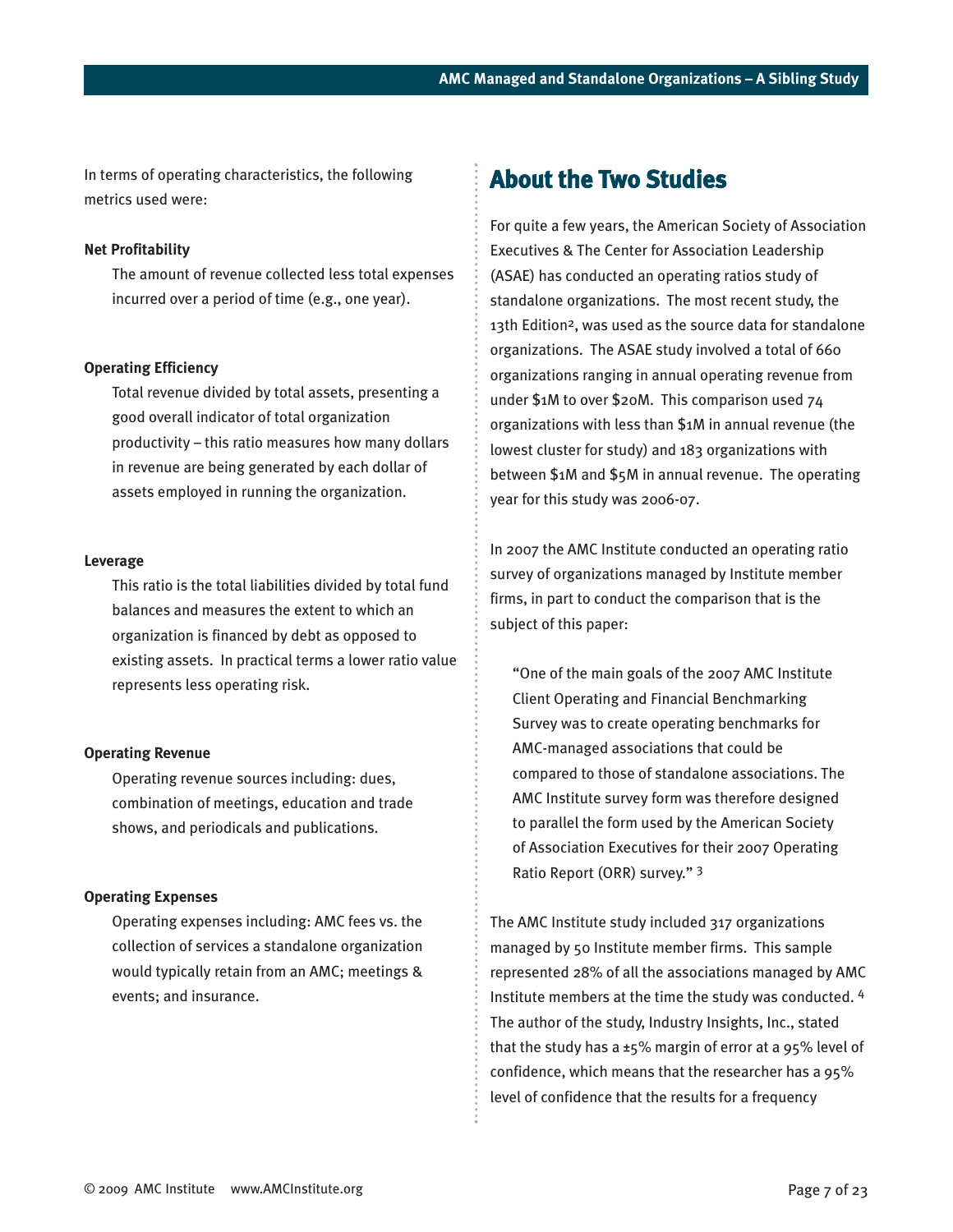In terms of operating characteristics, the following metrics used were:

**Net Profitability**

The amount of revenue collected less total expenses incurred over a period of time (e.g., one year).

**Operating Efficiency**

Total revenue divided by total assets, presenting a good overall indicator of total organization productivity – this ratio measures how many dollars in revenue are being generated by each dollar of assets employed in running the organization.

**Leverage**

This ratio is the total liabilities divided by total fund balances and measures the extent to which an organization is financed by debt as opposed to existing assets. In practical terms a lower ratio value represents less operating risk.

**Operating Revenue**

Operating revenue sources including: dues, combination of meetings, education and trade shows, and periodicals and publications.

**Operating Expenses**

Operating expenses including: AMC fees vs. the collection of services a standalone organization would typically retain from an AMC; meetings & events; and insurance.

## About the Two Studies

For quite a few years, the American Society of Association Executives & The Center for Association Leadership (ASAE) has conducted an operating ratios study of standalone organizations. The most recent study, the 13th Edition[2], was used as the source data for standalone organizations. The ASAE study involved a total of 660 organizations ranging in annual operating revenue from under $1M to over $20M. This comparison used 74 organizations with less than $1M in annual revenue (the lowest cluster for study) and 183 organizations with between $1M and $5M in annual revenue. The operating year for this study was 2006-07.

In 2007 the AMC Institute conducted an operating ratio survey of organizations managed by Institute member firms, in part to conduct the comparison that is the subject of this paper:

> "One of the main goals of the 2007 AMC Institute Client Operating and Financial Benchmarking Survey was to create operating benchmarks for AMC-managed associations that could be compared to those of standalone associations. The AMC Institute survey form was therefore designed to parallel the form used by the American Society of Association Executives for their 2007 Operating Ratio Report (ORR) survey." [3]

The AMC Institute study included 317 organizations managed by 50 Institute member firms. This sample represented 28% of all the associations managed by AMC Institute members at the time the study was conducted. [4] The author of the study, Industry Insights, Inc., stated that the study has a ±5% margin of error at a 95% level of confidence, which means that the researcher has a 95% level of confidence that the results for a frequency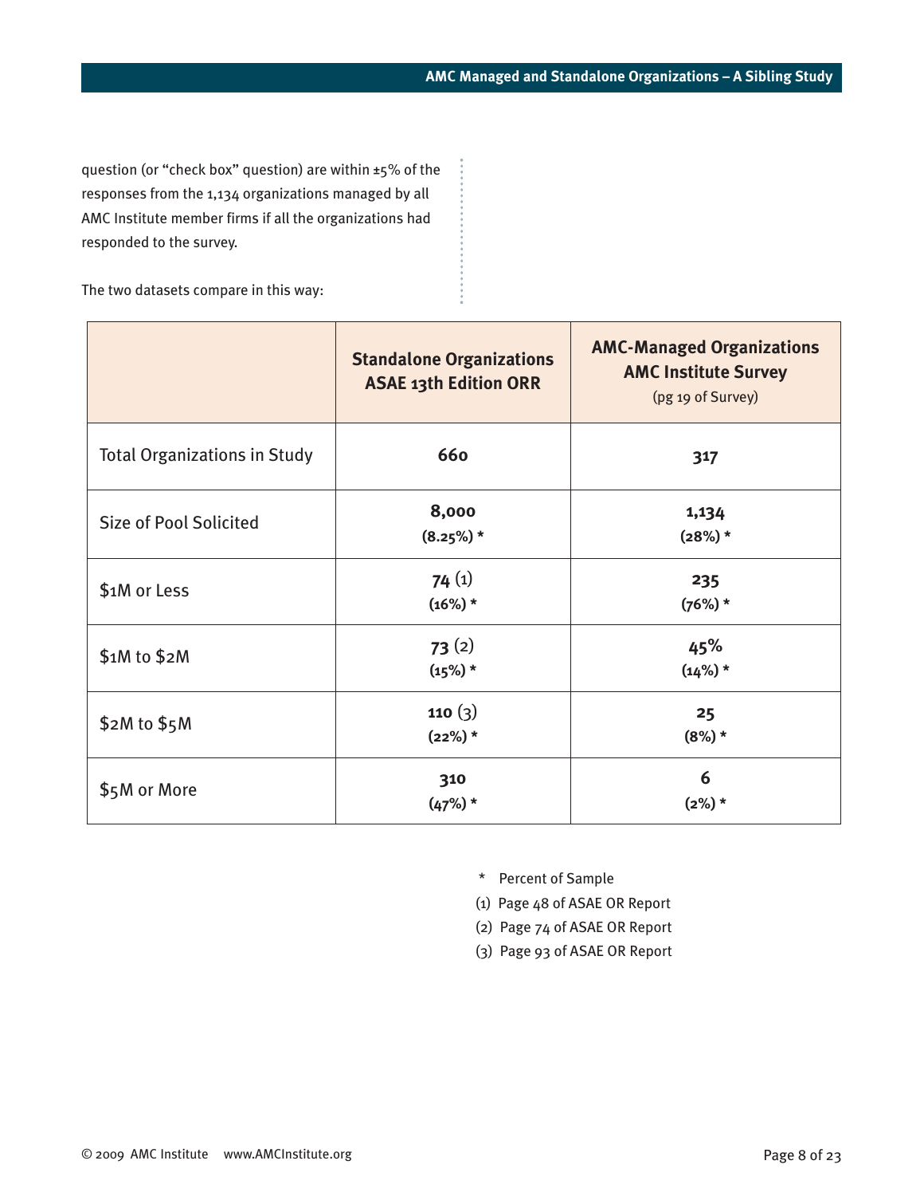question (or "check box" question) are within ±5% of the responses from the 1,134 organizations managed by all AMC Institute member firms if all the organizations had responded to the survey.

The two datasets compare in this way:

| | **Standalone Organizations ASAE 13th Edition ORR** | **AMC-Managed Organizations AMC Institute Survey** (pg 19 of Survey) |
|---|---|---|
| Total Organizations in Study | **660** | **317** |
| Size of Pool Solicited | **8,000** **(8.25%) *** | **1,134** **(28%) *** |
| $1M or Less | **74** (1) **(16%) *** | **235** **(76%) *** |
| $1M to $2M | **73** (2) **(15%) *** | **45%** **(14%) *** |
| $2M to $5M | **110** (3) **(22%) *** | **25** **(8%) *** |
| $5M or More | **310** **(47%) *** | **6** **(2%) *** |

\* Percent of Sample

(1) Page 48 of ASAE OR Report

(2) Page 74 of ASAE OR Report

(3) Page 93 of ASAE OR Report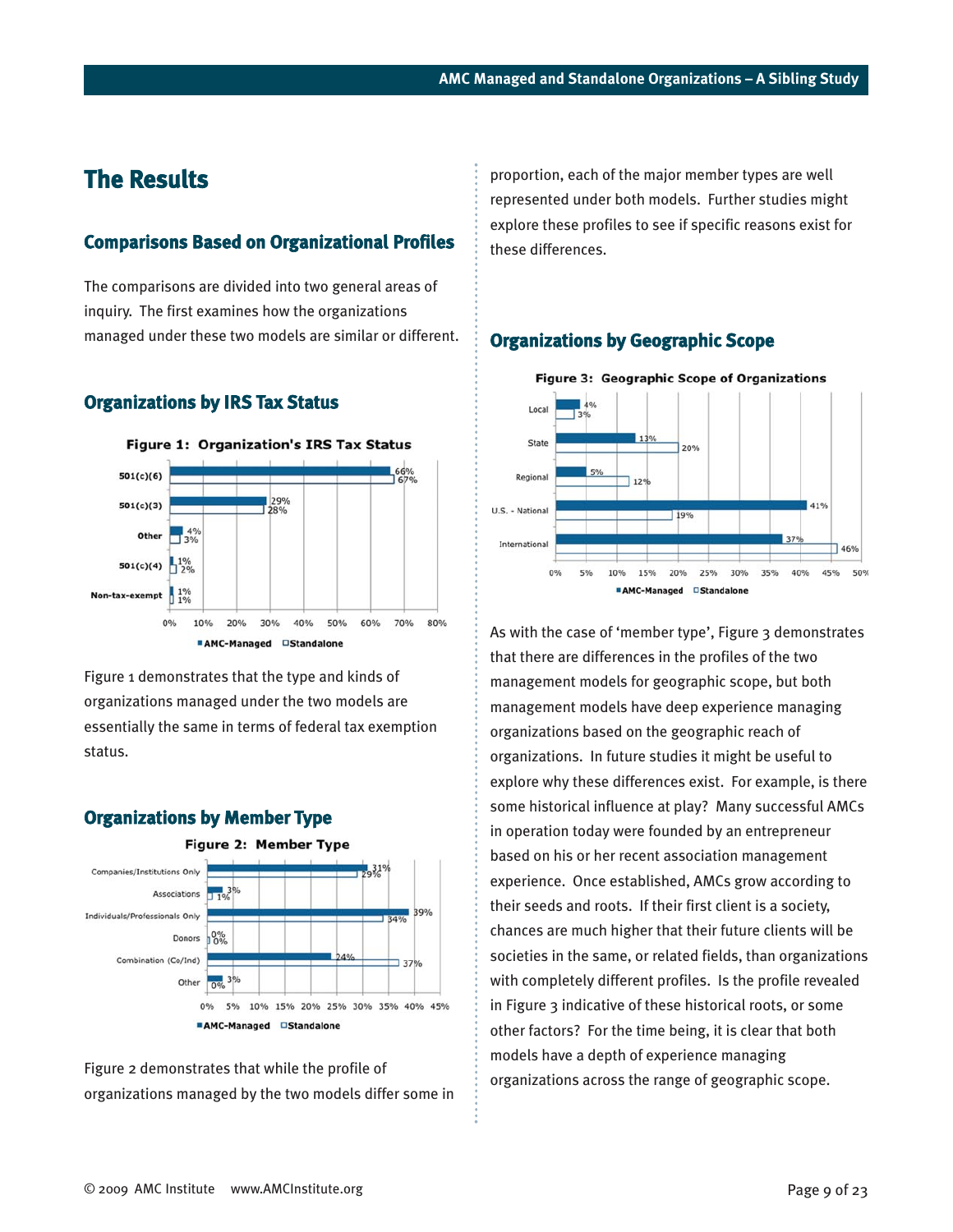# The Results

## Comparisons Based on Organizational Profiles

The comparisons are divided into two general areas of inquiry. The first examines how the organizations managed under these two models are similar or different.

### Organizations by IRS Tax Status

**Figure 1: Organization's IRS Tax Status**

501(c)(6) 66% 67%
501(c)(3) 29% 28%
Other 4% 3%
501(c)(4) 1% 2%
Non-tax-exempt 1% 1%
0% 10% 20% 30% 40% 50% 60% 70% 80%
AMC-Managed Standalone

Figure 1 demonstrates that the type and kinds of organizations managed under the two models are essentially the same in terms of federal tax exemption status.

### Organizations by Member Type

**Figure 2: Member Type**

Companies/Institutions Only 31% 29%
Associations 3% 1%
Individuals/Professionals Only 39% 34%
Donors 0% 0%
Combination (Co/Ind) 24% 37%
Other 3% 0%
0% 5% 10% 15% 20% 25% 30% 35% 40% 45%
AMC-Managed Standalone

Figure 2 demonstrates that while the profile of organizations managed by the two models differ some in proportion, each of the major member types are well represented under both models. Further studies might explore these profiles to see if specific reasons exist for these differences.

### Organizations by Geographic Scope

**Figure 3: Geographic Scope of Organizations**

Local 4% 3%
State 13% 20%
Regional 5% 12%
U.S. - National 41% 19%
International 37% 46%
0% 5% 10% 15% 20% 25% 30% 35% 40% 45% 50%
AMC-Managed Standalone

As with the case of 'member type', Figure 3 demonstrates that there are differences in the profiles of the two management models for geographic scope, but both management models have deep experience managing organizations based on the geographic reach of organizations. In future studies it might be useful to explore why these differences exist. For example, is there some historical influence at play? Many successful AMCs in operation today were founded by an entrepreneur based on his or her recent association management experience. Once established, AMCs grow according to their seeds and roots. If their first client is a society, chances are much higher that their future clients will be societies in the same, or related fields, than organizations with completely different profiles. Is the profile revealed in Figure 3 indicative of these historical roots, or some other factors? For the time being, it is clear that both models have a depth of experience managing organizations across the range of geographic scope.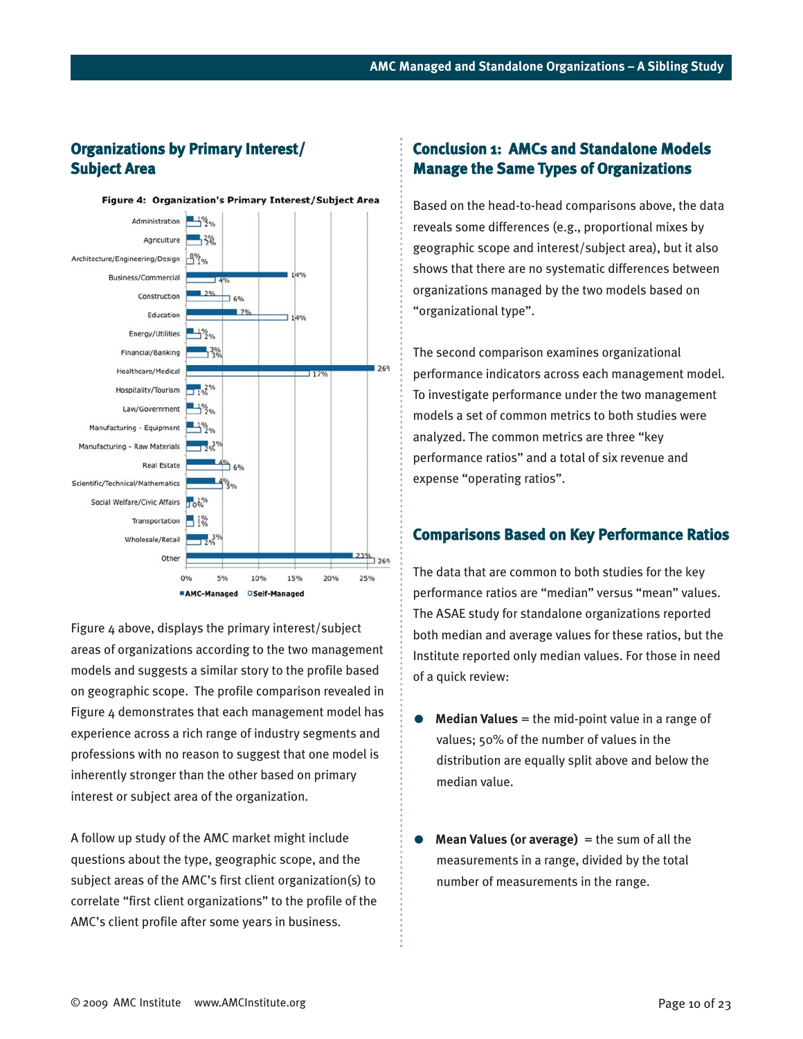## Organizations by Primary Interest/ Subject Area

**Figure 4: Organization's Primary Interest/Subject Area**

Administration 1% 2%
Agriculture 2% 2%
Architecture/Engineering/Design 0% 1%
Business/Commercial 14% 4%
Construction 2% 6%
Education 7% 14%
Energy/Utilities 1% 2%
Financial/Banking 3% 3%
Healthcare/Medical 26% 17%
Hospitality/Tourism 2% 1%
Law/Government 1% 2%
Manufacturing - Equipment 1% 2%
Manufacturing - Raw Materials 3% 2%
Real Estate 4% 6%
Scientific/Technical/Mathematics 4% 5%
Social Welfare/Civic Affairs 1% 0%
Transportation 1% 1%
Wholesale/Retail 3% 2%
Other 23% 26%

0% 5% 10% 15% 20% 25%

AMC-Managed Self-Managed

Figure 4 above, displays the primary interest/subject areas of organizations according to the two management models and suggests a similar story to the profile based on geographic scope. The profile comparison revealed in Figure 4 demonstrates that each management model has experience across a rich range of industry segments and professions with no reason to suggest that one model is inherently stronger than the other based on primary interest or subject area of the organization.

A follow up study of the AMC market might include questions about the type, geographic scope, and the subject areas of the AMC's first client organization(s) to correlate "first client organizations" to the profile of the AMC's client profile after some years in business.

## Conclusion 1: AMCs and Standalone Models Manage the Same Types of Organizations

Based on the head-to-head comparisons above, the data reveals some differences (e.g., proportional mixes by geographic scope and interest/subject area), but it also shows that there are no systematic differences between organizations managed by the two models based on "organizational type".

The second comparison examines organizational performance indicators across each management model. To investigate performance under the two management models a set of common metrics to both studies were analyzed. The common metrics are three "key performance ratios" and a total of six revenue and expense "operating ratios".

## Comparisons Based on Key Performance Ratios

The data that are common to both studies for the key performance ratios are "median" versus "mean" values. The ASAE study for standalone organizations reported both median and average values for these ratios, but the Institute reported only median values. For those in need of a quick review:

- **Median Values** = the mid-point value in a range of values; 50% of the number of values in the distribution are equally split above and below the median value.
- **Mean Values (or average)** = the sum of all the measurements in a range, divided by the total number of measurements in the range.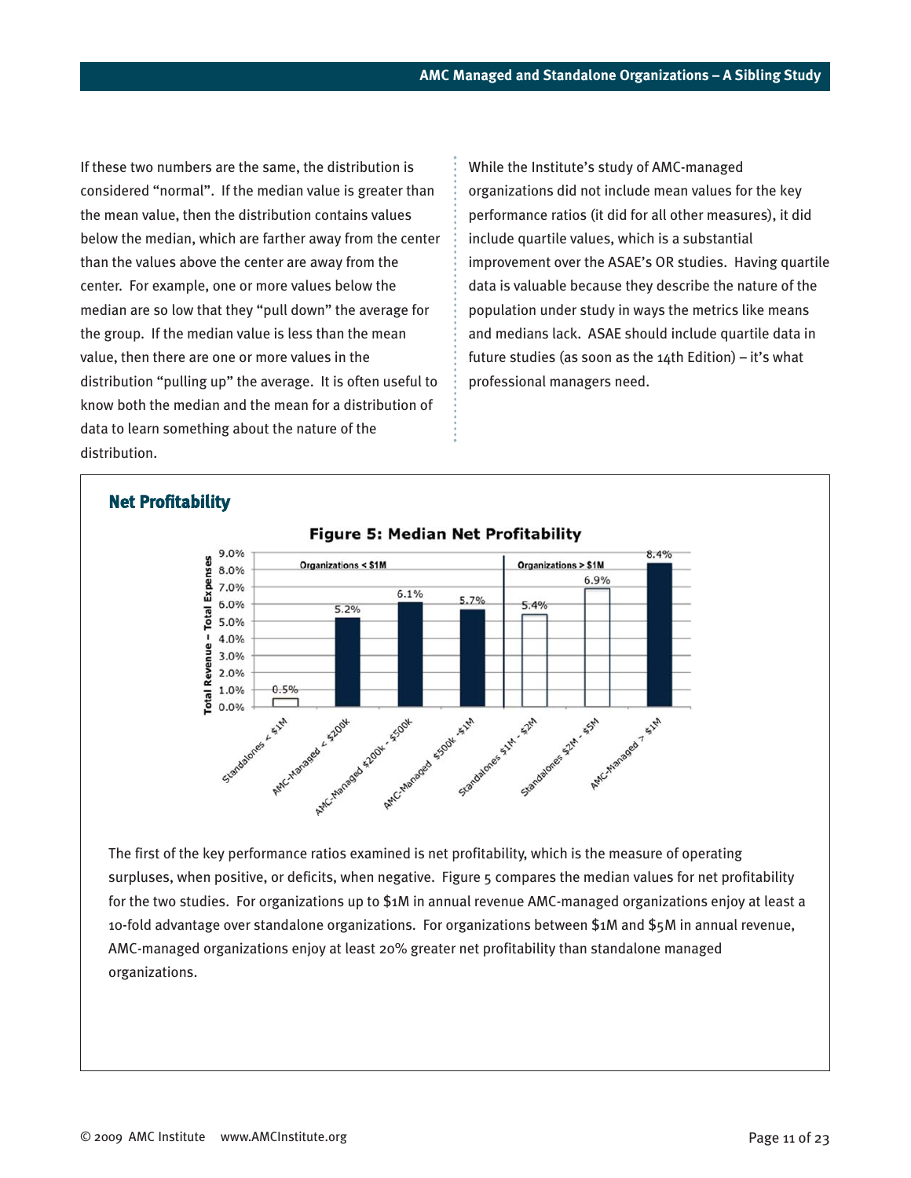If these two numbers are the same, the distribution is considered "normal". If the median value is greater than the mean value, then the distribution contains values below the median, which are farther away from the center than the values above the center are away from the center. For example, one or more values below the median are so low that they "pull down" the average for the group. If the median value is less than the mean value, then there are one or more values in the distribution "pulling up" the average. It is often useful to know both the median and the mean for a distribution of data to learn something about the nature of the distribution.

While the Institute's study of AMC-managed organizations did not include mean values for the key performance ratios (it did for all other measures), it did include quartile values, which is a substantial improvement over the ASAE's OR studies. Having quartile data is valuable because they describe the nature of the population under study in ways the metrics like means and medians lack. ASAE should include quartile data in future studies (as soon as the 14th Edition) – it's what professional managers need.

## Net Profitability

**Figure 5: Median Net Profitability**

Total Revenue – Total Expenses

9.0%
8.0%
7.0%
6.0%
5.0%
4.0%
3.0%
2.0%
1.0%
0.0%

Organizations < $1M

Organizations > $1M

0.5%
5.2%
6.1%
5.7%
5.4%
6.9%
8.4%

Standalones < $1M
AMC-Managed < $200k
AMC-Managed $200k - $500k
AMC-Managed $500k -$1M
Standalones $1M - $2M
Standalones $2M - $5M
AMC-Managed > $1M

The first of the key performance ratios examined is net profitability, which is the measure of operating surpluses, when positive, or deficits, when negative. Figure 5 compares the median values for net profitability for the two studies. For organizations up to $1M in annual revenue AMC-managed organizations enjoy at least a 10-fold advantage over standalone organizations. For organizations between $1M and $5M in annual revenue, AMC-managed organizations enjoy at least 20% greater net profitability than standalone managed organizations.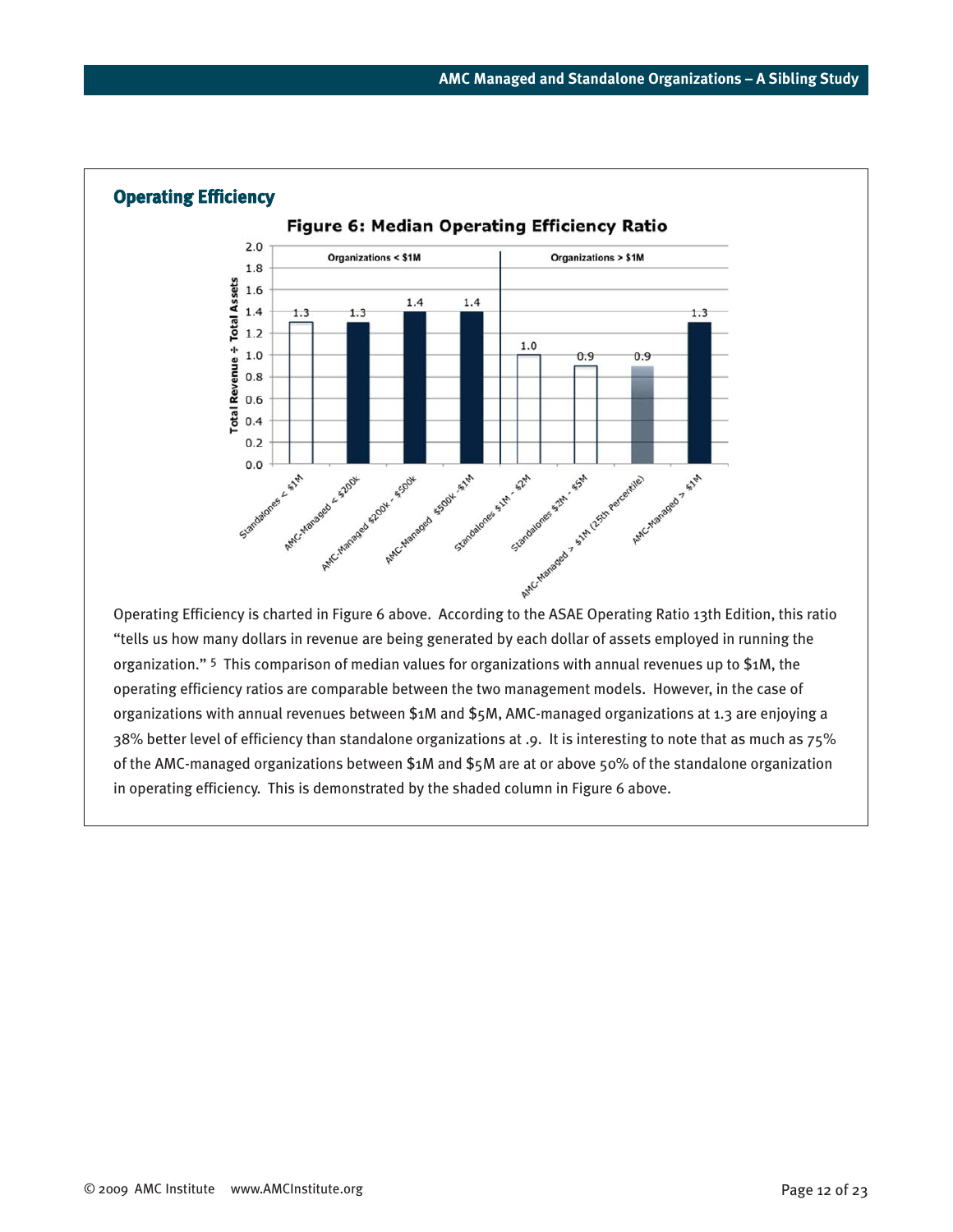## Operating Efficiency

**Figure 6: Median Operating Efficiency Ratio**

Total Revenue ÷ Total Assets

2.0
1.8
1.6
1.4
1.2
1.0
0.8
0.6
0.4
0.2
0.0

Organizations < $1M

Organizations > $1M

1.3
1.3
1.4
1.4
1.0
0.9
0.9
1.3

Standalones < $1M
AMC-Managed < $200k
AMC-Managed $200k - $500k
AMC-Managed $500k -$1M
Standalones $1M - $2M
Standalones $2M - $5M
AMC-Managed > $1M (25th Percentile)
AMC-Managed > $1M

Operating Efficiency is charted in Figure 6 above. According to the ASAE Operating Ratio 13th Edition, this ratio "tells us how many dollars in revenue are being generated by each dollar of assets employed in running the organization." [5] This comparison of median values for organizations with annual revenues up to $1M, the operating efficiency ratios are comparable between the two management models. However, in the case of organizations with annual revenues between $1M and $5M, AMC-managed organizations at 1.3 are enjoying a 38% better level of efficiency than standalone organizations at .9. It is interesting to note that as much as 75% of the AMC-managed organizations between $1M and $5M are at or above 50% of the standalone organization in operating efficiency. This is demonstrated by the shaded column in Figure 6 above.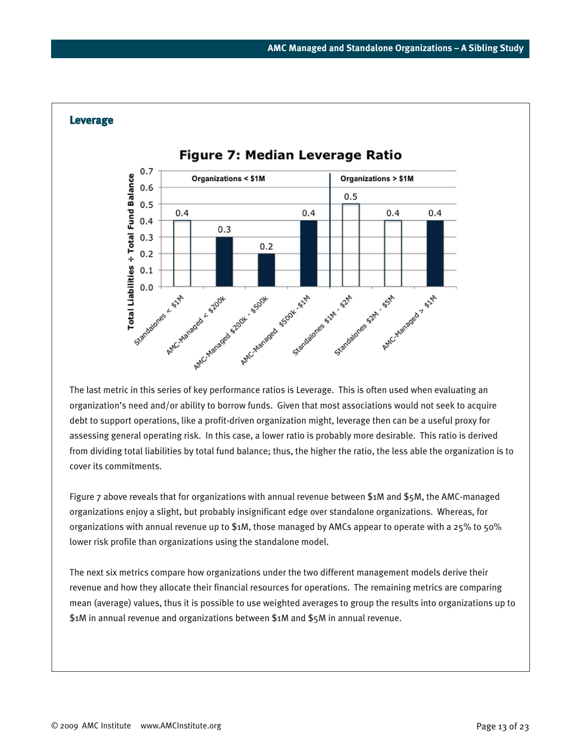## Leverage

**Figure 7: Median Leverage Ratio**

Total Liabilities ÷ Total Fund Balance

0.7
0.6
0.5
0.4
0.3
0.2
0.1
0.0

Organizations < $1M

Organizations > $1M

0.4
0.3
0.2
0.4
0.5
0.4
0.4

Standalones < $1M
AMC-Managed < $200k
AMC-Managed $200k - $500k
AMC-Managed $500k -$1M
Standalones $1M - $2M
Standalones $2M - $5M
AMC-Managed > $1M

The last metric in this series of key performance ratios is Leverage. This is often used when evaluating an organization's need and/or ability to borrow funds. Given that most associations would not seek to acquire debt to support operations, like a profit-driven organization might, leverage then can be a useful proxy for assessing general operating risk. In this case, a lower ratio is probably more desirable. This ratio is derived from dividing total liabilities by total fund balance; thus, the higher the ratio, the less able the organization is to cover its commitments.

Figure 7 above reveals that for organizations with annual revenue between $1M and $5M, the AMC-managed organizations enjoy a slight, but probably insignificant edge over standalone organizations. Whereas, for organizations with annual revenue up to $1M, those managed by AMCs appear to operate with a 25% to 50% lower risk profile than organizations using the standalone model.

The next six metrics compare how organizations under the two different management models derive their revenue and how they allocate their financial resources for operations. The remaining metrics are comparing mean (average) values, thus it is possible to use weighted averages to group the results into organizations up to $1M in annual revenue and organizations between $1M and $5M in annual revenue.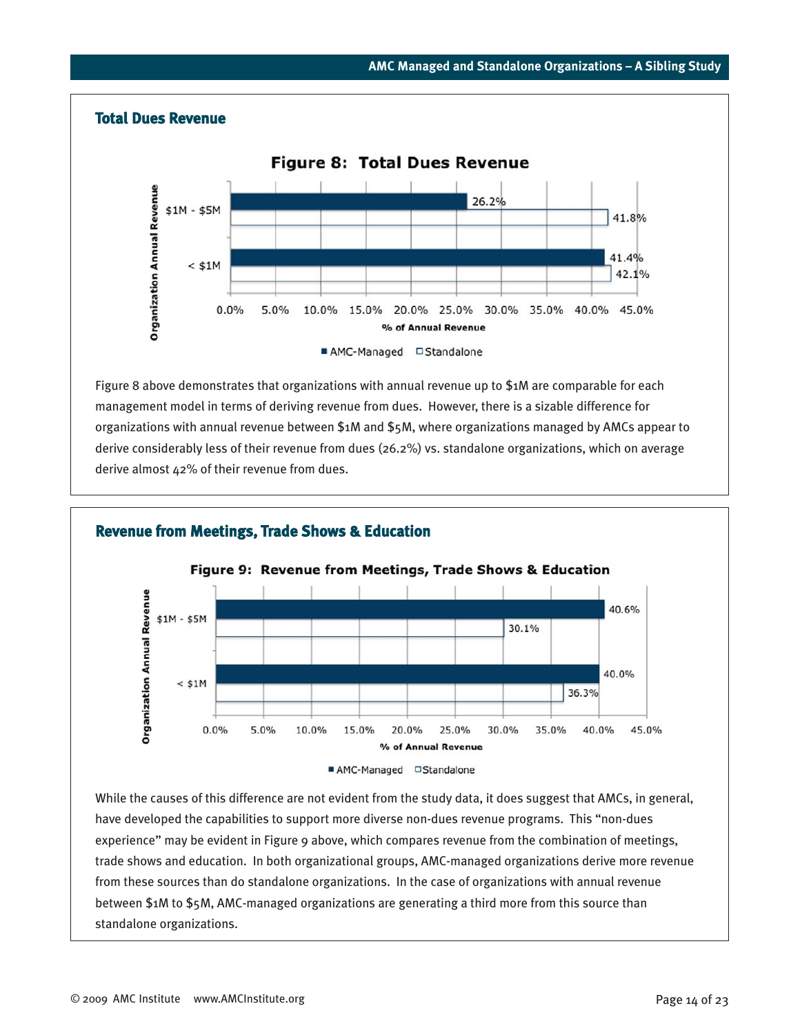## Total Dues Revenue

**Figure 8: Total Dues Revenue**

Organization Annual Revenue

$1M - $5M

< $1M

26.2%

41.8%

41.4%

42.1%

0.0% 5.0% 10.0% 15.0% 20.0% 25.0% 30.0% 35.0% 40.0% 45.0%

% of Annual Revenue

AMC-Managed Standalone

Figure 8 above demonstrates that organizations with annual revenue up to $1M are comparable for each management model in terms of deriving revenue from dues. However, there is a sizable difference for organizations with annual revenue between $1M and $5M, where organizations managed by AMCs appear to derive considerably less of their revenue from dues (26.2%) vs. standalone organizations, which on average derive almost 42% of their revenue from dues.

## Revenue from Meetings, Trade Shows & Education

**Figure 9: Revenue from Meetings, Trade Shows & Education**

Organization Annual Revenue

$1M - $5M

< $1M

40.6%

30.1%

40.0%

36.3%

0.0% 5.0% 10.0% 15.0% 20.0% 25.0% 30.0% 35.0% 40.0% 45.0%

% of Annual Revenue

AMC-Managed Standalone

While the causes of this difference are not evident from the study data, it does suggest that AMCs, in general, have developed the capabilities to support more diverse non-dues revenue programs. This "non-dues experience" may be evident in Figure 9 above, which compares revenue from the combination of meetings, trade shows and education. In both organizational groups, AMC-managed organizations derive more revenue from these sources than do standalone organizations. In the case of organizations with annual revenue between $1M to $5M, AMC-managed organizations are generating a third more from this source than standalone organizations.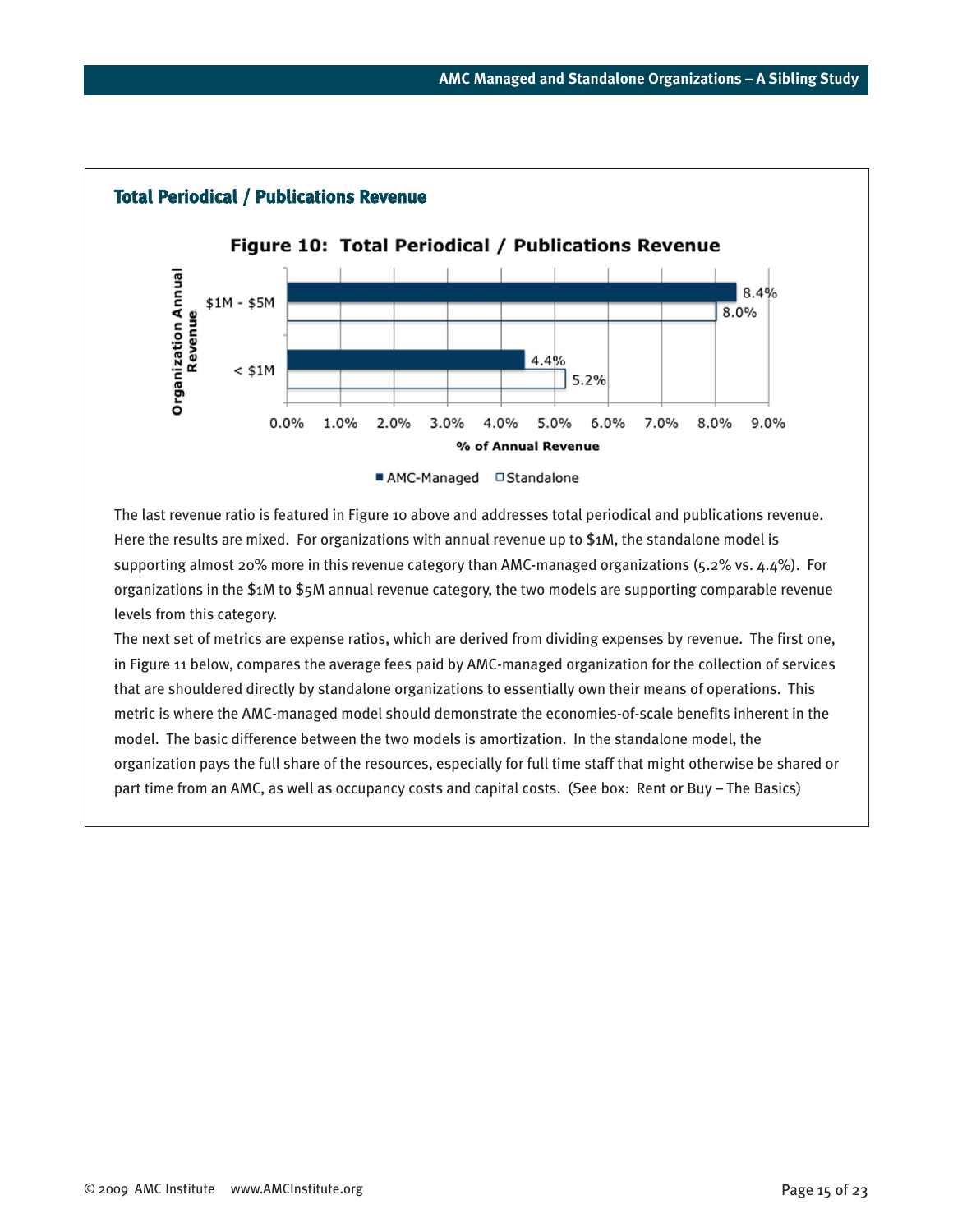## Total Periodical / Publications Revenue

**Figure 10: Total Periodical / Publications Revenue**

Organization Annual Revenue

$1M - $5M

< $1M

8.4%

8.0%

4.4%

5.2%

0.0% 1.0% 2.0% 3.0% 4.0% 5.0% 6.0% 7.0% 8.0% 9.0%

% of Annual Revenue

AMC-Managed Standalone

The last revenue ratio is featured in Figure 10 above and addresses total periodical and publications revenue. Here the results are mixed. For organizations with annual revenue up to $1M, the standalone model is supporting almost 20% more in this revenue category than AMC-managed organizations (5.2% vs. 4.4%). For organizations in the $1M to $5M annual revenue category, the two models are supporting comparable revenue levels from this category.

The next set of metrics are expense ratios, which are derived from dividing expenses by revenue. The first one, in Figure 11 below, compares the average fees paid by AMC-managed organization for the collection of services that are shouldered directly by standalone organizations to essentially own their means of operations. This metric is where the AMC-managed model should demonstrate the economies-of-scale benefits inherent in the model. The basic difference between the two models is amortization. In the standalone model, the organization pays the full share of the resources, especially for full time staff that might otherwise be shared or part time from an AMC, as well as occupancy costs and capital costs. (See box: Rent or Buy – The Basics)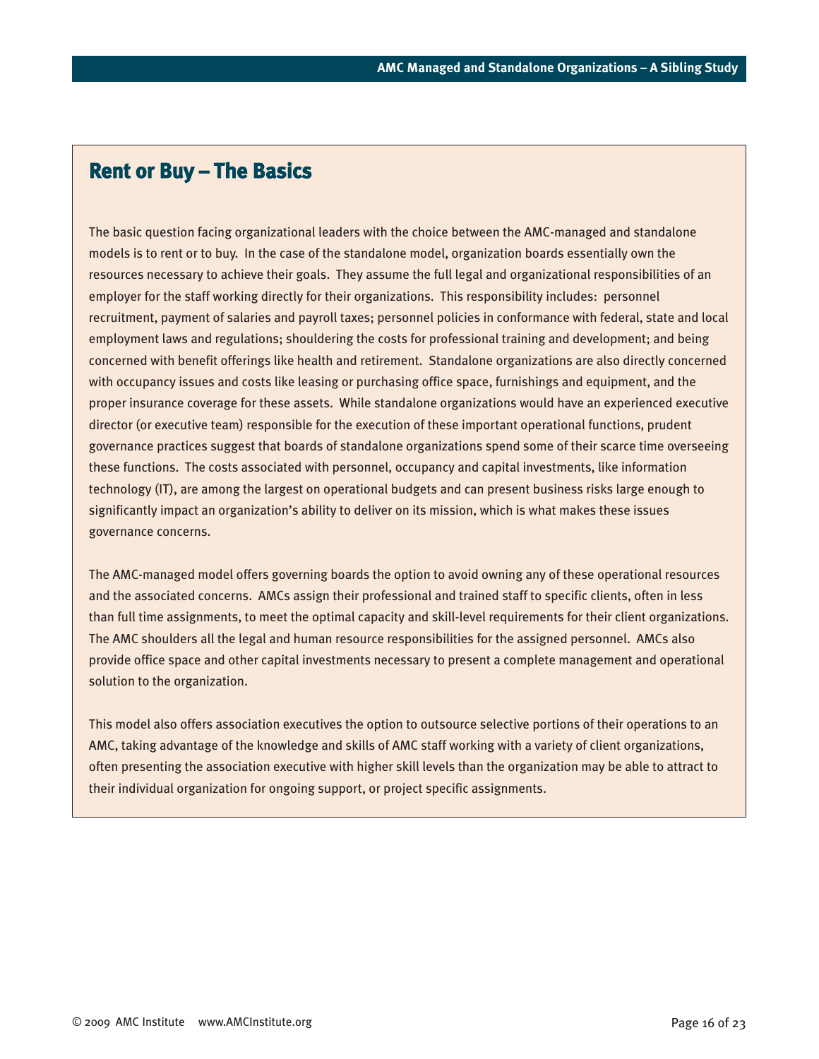## Rent or Buy – The Basics

The basic question facing organizational leaders with the choice between the AMC-managed and standalone models is to rent or to buy. In the case of the standalone model, organization boards essentially own the resources necessary to achieve their goals. They assume the full legal and organizational responsibilities of an employer for the staff working directly for their organizations. This responsibility includes: personnel recruitment, payment of salaries and payroll taxes; personnel policies in conformance with federal, state and local employment laws and regulations; shouldering the costs for professional training and development; and being concerned with benefit offerings like health and retirement. Standalone organizations are also directly concerned with occupancy issues and costs like leasing or purchasing office space, furnishings and equipment, and the proper insurance coverage for these assets. While standalone organizations would have an experienced executive director (or executive team) responsible for the execution of these important operational functions, prudent governance practices suggest that boards of standalone organizations spend some of their scarce time overseeing these functions. The costs associated with personnel, occupancy and capital investments, like information technology (IT), are among the largest on operational budgets and can present business risks large enough to significantly impact an organization's ability to deliver on its mission, which is what makes these issues governance concerns.

The AMC-managed model offers governing boards the option to avoid owning any of these operational resources and the associated concerns. AMCs assign their professional and trained staff to specific clients, often in less than full time assignments, to meet the optimal capacity and skill-level requirements for their client organizations. The AMC shoulders all the legal and human resource responsibilities for the assigned personnel. AMCs also provide office space and other capital investments necessary to present a complete management and operational solution to the organization.

This model also offers association executives the option to outsource selective portions of their operations to an AMC, taking advantage of the knowledge and skills of AMC staff working with a variety of client organizations, often presenting the association executive with higher skill levels than the organization may be able to attract to their individual organization for ongoing support, or project specific assignments.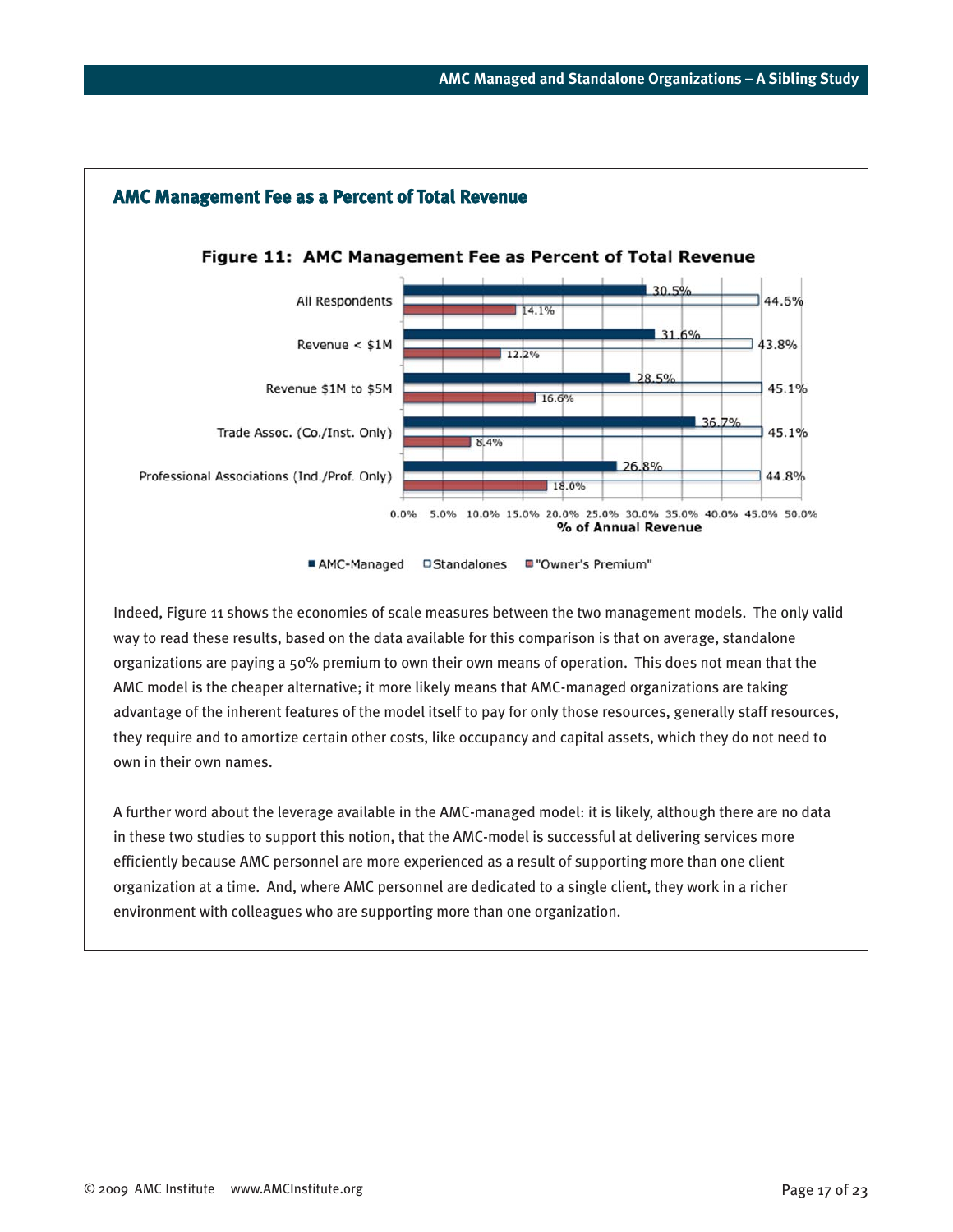## AMC Management Fee as a Percent of Total Revenue

**Figure 11: AMC Management Fee as Percent of Total Revenue**

All Respondents: 30.5%, 44.6%, 14.1%

Revenue < $1M: 31.6%, 43.8%, 12.2%

Revenue $1M to $5M: 28.5%, 45.1%, 16.6%

Trade Assoc. (Co./Inst. Only): 36.7%, 45.1%, 8.4%

Professional Associations (Ind./Prof. Only): 26.8%, 44.8%, 18.0%

0.0% 5.0% 10.0% 15.0% 20.0% 25.0% 30.0% 35.0% 40.0% 45.0% 50.0%

% of Annual Revenue

AMC-Managed | Standalones | "Owner's Premium"

Indeed, Figure 11 shows the economies of scale measures between the two management models. The only valid way to read these results, based on the data available for this comparison is that on average, standalone organizations are paying a 50% premium to own their own means of operation. This does not mean that the AMC model is the cheaper alternative; it more likely means that AMC-managed organizations are taking advantage of the inherent features of the model itself to pay for only those resources, generally staff resources, they require and to amortize certain other costs, like occupancy and capital assets, which they do not need to own in their own names.

A further word about the leverage available in the AMC-managed model: it is likely, although there are no data in these two studies to support this notion, that the AMC-model is successful at delivering services more efficiently because AMC personnel are more experienced as a result of supporting more than one client organization at a time. And, where AMC personnel are dedicated to a single client, they work in a richer environment with colleagues who are supporting more than one organization.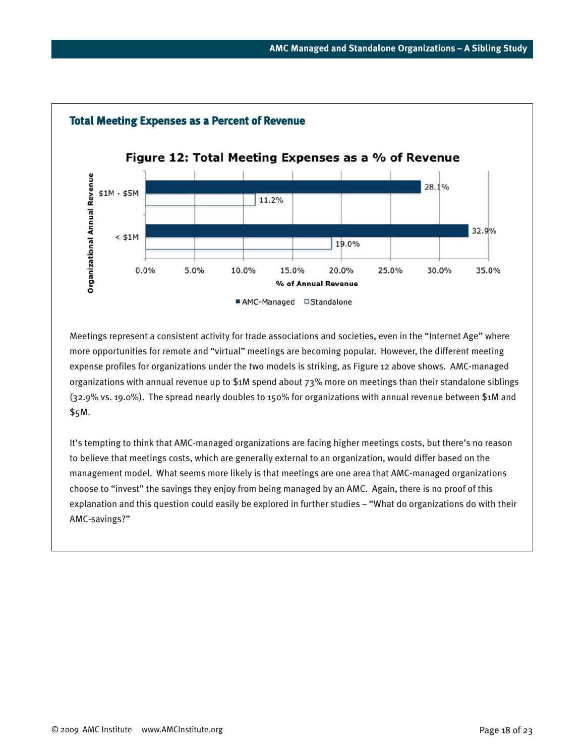## Total Meeting Expenses as a Percent of Revenue

Figure 12: Total Meeting Expenses as a % of Revenue

Organizational Annual Revenue

$1M - $5M

28.1%

11.2%

< $1M

32.9%

19.0%

0.0% 5.0% 10.0% 15.0% 20.0% 25.0% 30.0% 35.0%

% of Annual Revenue

AMC-Managed Standalone

Meetings represent a consistent activity for trade associations and societies, even in the "Internet Age" where more opportunities for remote and "virtual" meetings are becoming popular. However, the different meeting expense profiles for organizations under the two models is striking, as Figure 12 above shows. AMC-managed organizations with annual revenue up to $1M spend about 73% more on meetings than their standalone siblings (32.9% vs. 19.0%). The spread nearly doubles to 150% for organizations with annual revenue between $1M and $5M.

It's tempting to think that AMC-managed organizations are facing higher meetings costs, but there's no reason to believe that meetings costs, which are generally external to an organization, would differ based on the management model. What seems more likely is that meetings are one area that AMC-managed organizations choose to "invest" the savings they enjoy from being managed by an AMC. Again, there is no proof of this explanation and this question could easily be explored in further studies – "What do organizations do with their AMC-savings?"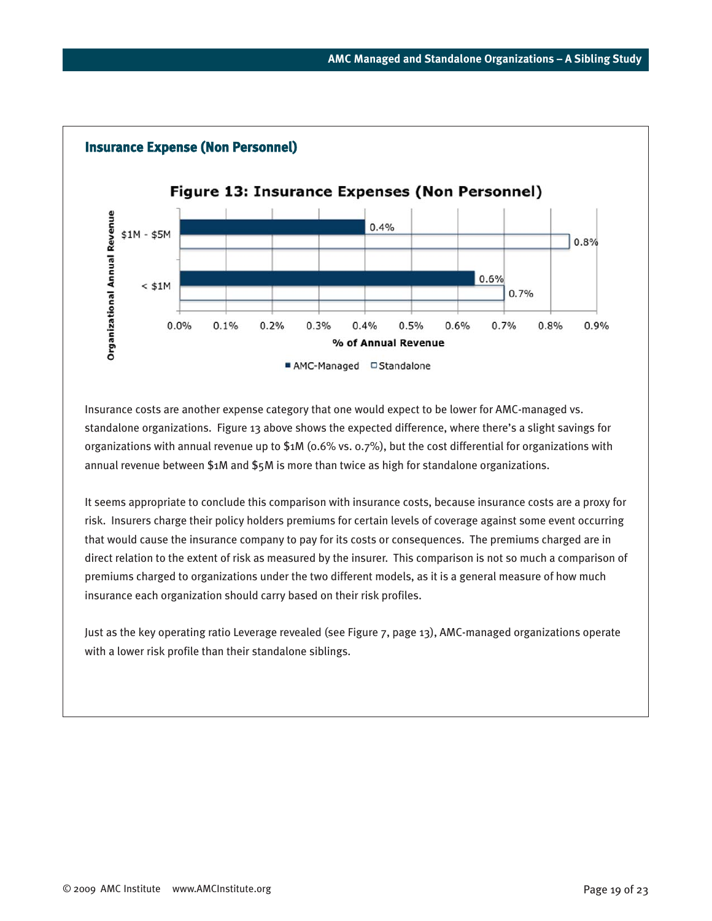## Insurance Expense (Non Personnel)

**Figure 13: Insurance Expenses (Non Personnel)**

Organizational Annual Revenue

$1M - $5M

< $1M

0.4%

0.8%

0.6%

0.7%

0.0% 0.1% 0.2% 0.3% 0.4% 0.5% 0.6% 0.7% 0.8% 0.9%

% of Annual Revenue

AMC-Managed Standalone

Insurance costs are another expense category that one would expect to be lower for AMC-managed vs. standalone organizations. Figure 13 above shows the expected difference, where there's a slight savings for organizations with annual revenue up to $1M (0.6% vs. 0.7%), but the cost differential for organizations with annual revenue between $1M and $5M is more than twice as high for standalone organizations.

It seems appropriate to conclude this comparison with insurance costs, because insurance costs are a proxy for risk. Insurers charge their policy holders premiums for certain levels of coverage against some event occurring that would cause the insurance company to pay for its costs or consequences. The premiums charged are in direct relation to the extent of risk as measured by the insurer. This comparison is not so much a comparison of premiums charged to organizations under the two different models, as it is a general measure of how much insurance each organization should carry based on their risk profiles.

Just as the key operating ratio Leverage revealed (see Figure 7, page 13), AMC-managed organizations operate with a lower risk profile than their standalone siblings.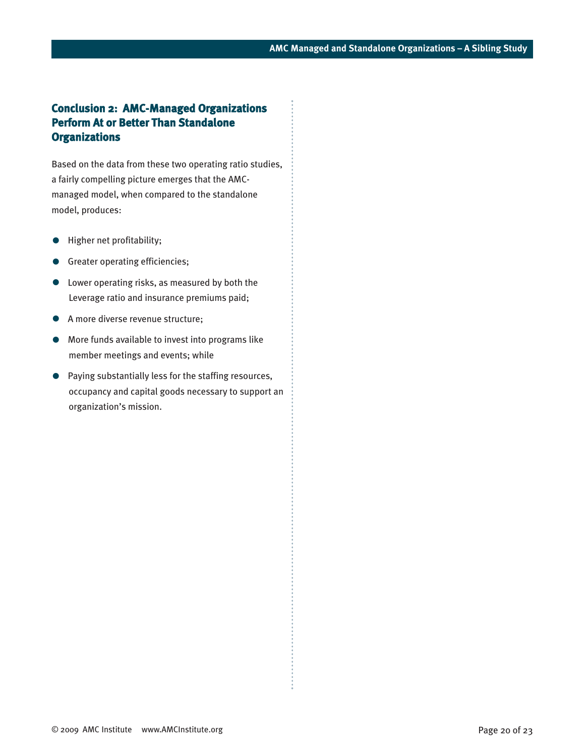## Conclusion 2: AMC-Managed Organizations Perform At or Better Than Standalone Organizations

Based on the data from these two operating ratio studies, a fairly compelling picture emerges that the AMC-managed model, when compared to the standalone model, produces:

- Higher net profitability;
- Greater operating efficiencies;
- Lower operating risks, as measured by both the Leverage ratio and insurance premiums paid;
- A more diverse revenue structure;
- More funds available to invest into programs like member meetings and events; while
- Paying substantially less for the staffing resources, occupancy and capital goods necessary to support an organization's mission.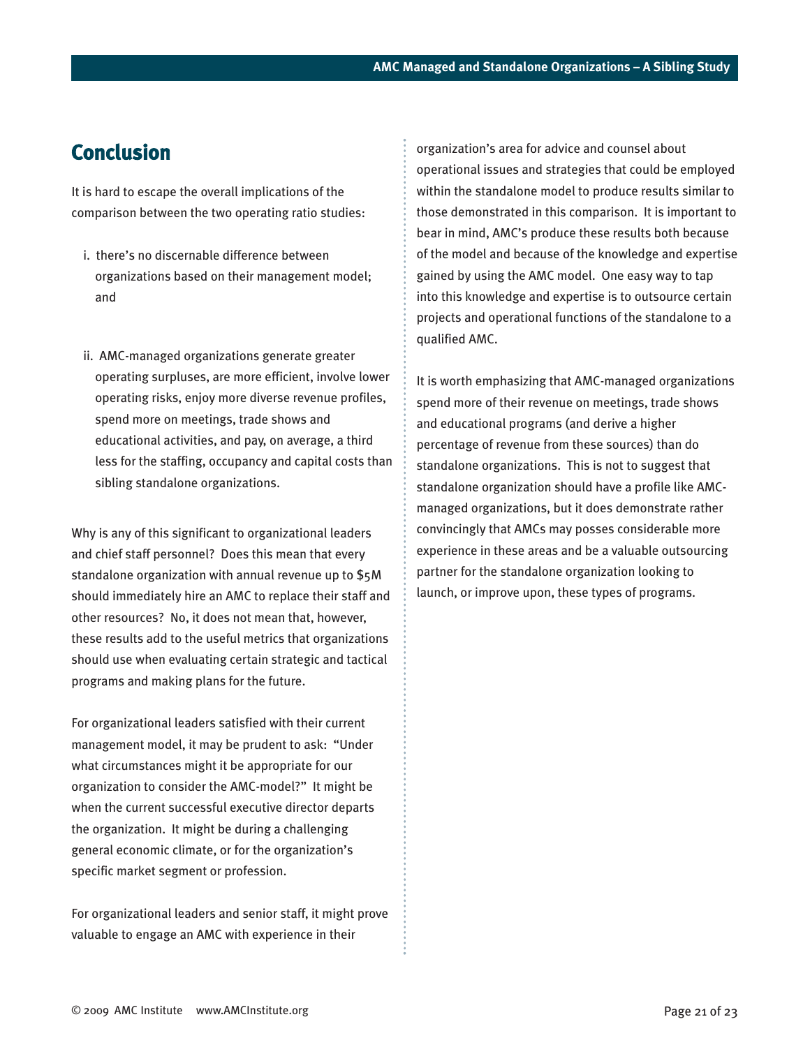## Conclusion

It is hard to escape the overall implications of the comparison between the two operating ratio studies:

i. there's no discernable difference between organizations based on their management model; and

ii. AMC-managed organizations generate greater operating surpluses, are more efficient, involve lower operating risks, enjoy more diverse revenue profiles, spend more on meetings, trade shows and educational activities, and pay, on average, a third less for the staffing, occupancy and capital costs than sibling standalone organizations.

Why is any of this significant to organizational leaders and chief staff personnel? Does this mean that every standalone organization with annual revenue up to $5M should immediately hire an AMC to replace their staff and other resources? No, it does not mean that, however, these results add to the useful metrics that organizations should use when evaluating certain strategic and tactical programs and making plans for the future.

For organizational leaders satisfied with their current management model, it may be prudent to ask: "Under what circumstances might it be appropriate for our organization to consider the AMC-model?" It might be when the current successful executive director departs the organization. It might be during a challenging general economic climate, or for the organization's specific market segment or profession.

For organizational leaders and senior staff, it might prove valuable to engage an AMC with experience in their organization's area for advice and counsel about operational issues and strategies that could be employed within the standalone model to produce results similar to those demonstrated in this comparison. It is important to bear in mind, AMC's produce these results both because of the model and because of the knowledge and expertise gained by using the AMC model. One easy way to tap into this knowledge and expertise is to outsource certain projects and operational functions of the standalone to a qualified AMC.

It is worth emphasizing that AMC-managed organizations spend more of their revenue on meetings, trade shows and educational programs (and derive a higher percentage of revenue from these sources) than do standalone organizations. This is not to suggest that standalone organization should have a profile like AMC-managed organizations, but it does demonstrate rather convincingly that AMCs may posses considerable more experience in these areas and be a valuable outsourcing partner for the standalone organization looking to launch, or improve upon, these types of programs.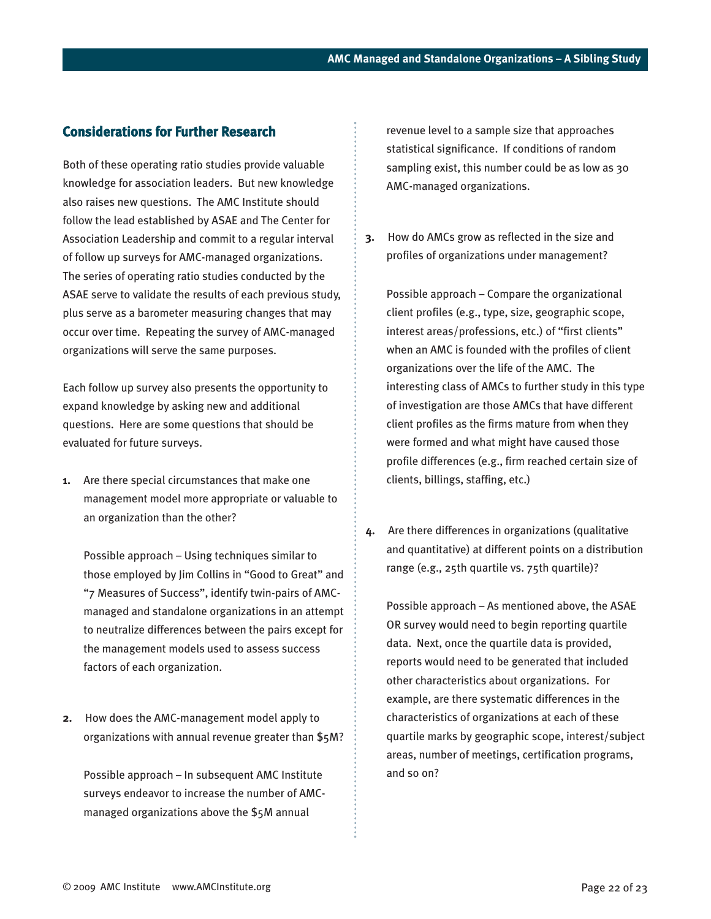## Considerations for Further Research

Both of these operating ratio studies provide valuable knowledge for association leaders. But new knowledge also raises new questions. The AMC Institute should follow the lead established by ASAE and The Center for Association Leadership and commit to a regular interval of follow up surveys for AMC-managed organizations. The series of operating ratio studies conducted by the ASAE serve to validate the results of each previous study, plus serve as a barometer measuring changes that may occur over time. Repeating the survey of AMC-managed organizations will serve the same purposes.

Each follow up survey also presents the opportunity to expand knowledge by asking new and additional questions. Here are some questions that should be evaluated for future surveys.

1. Are there special circumstances that make one management model more appropriate or valuable to an organization than the other?

   Possible approach – Using techniques similar to those employed by Jim Collins in "Good to Great" and "7 Measures of Success", identify twin-pairs of AMC-managed and standalone organizations in an attempt to neutralize differences between the pairs except for the management models used to assess success factors of each organization.

2. How does the AMC-management model apply to organizations with annual revenue greater than $5M?

   Possible approach – In subsequent AMC Institute surveys endeavor to increase the number of AMC-managed organizations above the $5M annual revenue level to a sample size that approaches statistical significance. If conditions of random sampling exist, this number could be as low as 30 AMC-managed organizations.

3. How do AMCs grow as reflected in the size and profiles of organizations under management?

   Possible approach – Compare the organizational client profiles (e.g., type, size, geographic scope, interest areas/professions, etc.) of "first clients" when an AMC is founded with the profiles of client organizations over the life of the AMC. The interesting class of AMCs to further study in this type of investigation are those AMCs that have different client profiles as the firms mature from when they were formed and what might have caused those profile differences (e.g., firm reached certain size of clients, billings, staffing, etc.)

4. Are there differences in organizations (qualitative and quantitative) at different points on a distribution range (e.g., 25th quartile vs. 75th quartile)?

   Possible approach – As mentioned above, the ASAE OR survey would need to begin reporting quartile data. Next, once the quartile data is provided, reports would need to be generated that included other characteristics about organizations. For example, are there systematic differences in the characteristics of organizations at each of these quartile marks by geographic scope, interest/subject areas, number of meetings, certification programs, and so on?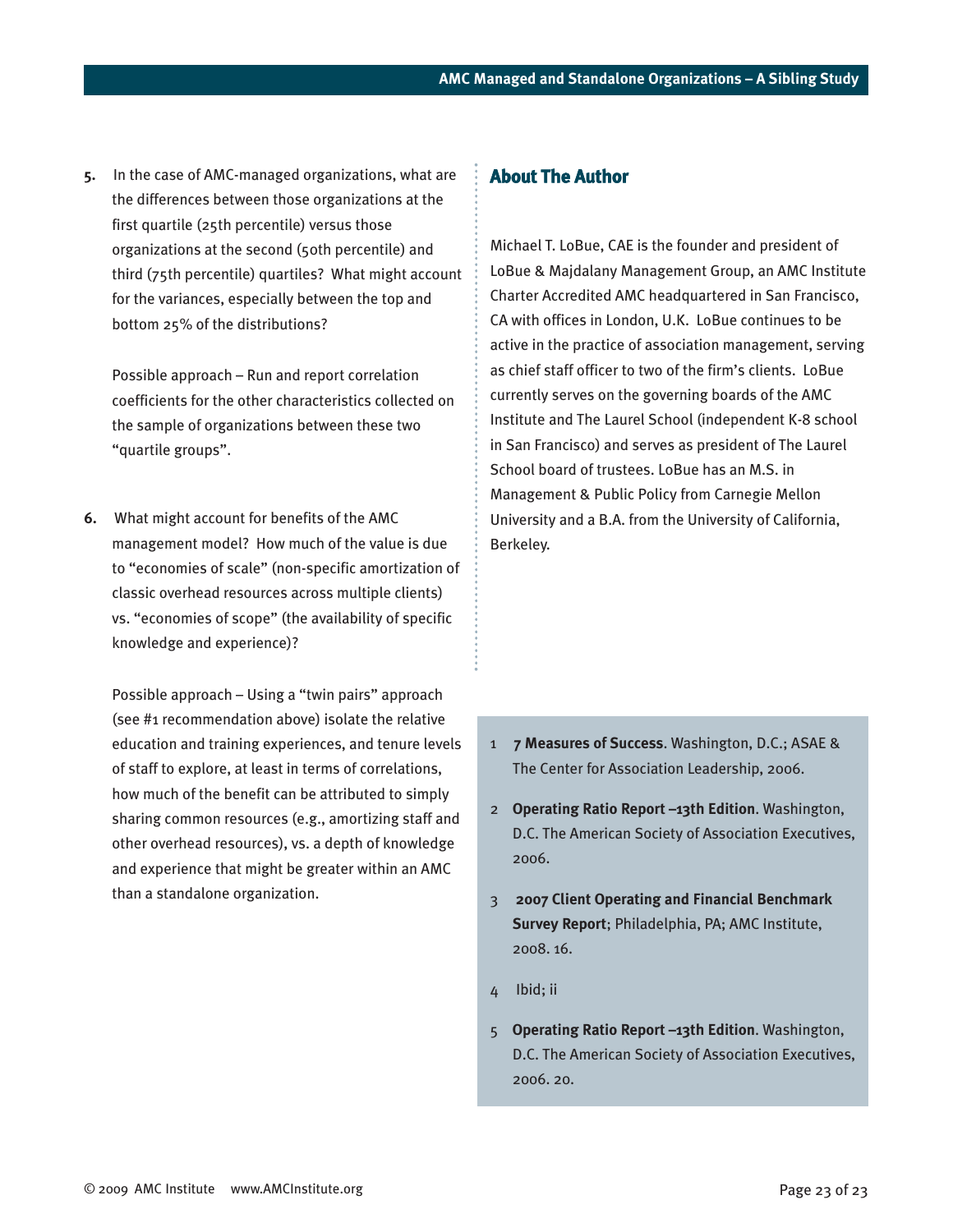5. In the case of AMC-managed organizations, what are the differences between those organizations at the first quartile (25th percentile) versus those organizations at the second (50th percentile) and third (75th percentile) quartiles? What might account for the variances, especially between the top and bottom 25% of the distributions?

   Possible approach – Run and report correlation coefficients for the other characteristics collected on the sample of organizations between these two "quartile groups".

6. What might account for benefits of the AMC management model? How much of the value is due to "economies of scale" (non-specific amortization of classic overhead resources across multiple clients) vs. "economies of scope" (the availability of specific knowledge and experience)?

   Possible approach – Using a "twin pairs" approach (see #1 recommendation above) isolate the relative education and training experiences, and tenure levels of staff to explore, at least in terms of correlations, how much of the benefit can be attributed to simply sharing common resources (e.g., amortizing staff and other overhead resources), vs. a depth of knowledge and experience that might be greater within an AMC than a standalone organization.

## About The Author

Michael T. LoBue, CAE is the founder and president of LoBue & Majdalany Management Group, an AMC Institute Charter Accredited AMC headquartered in San Francisco, CA with offices in London, U.K. LoBue continues to be active in the practice of association management, serving as chief staff officer to two of the firm's clients. LoBue currently serves on the governing boards of the AMC Institute and The Laurel School (independent K-8 school in San Francisco) and serves as president of The Laurel School board of trustees. LoBue has an M.S. in Management & Public Policy from Carnegie Mellon University and a B.A. from the University of California, Berkeley.

1 **7 Measures of Success**. Washington, D.C.; ASAE & The Center for Association Leadership, 2006.

2 **Operating Ratio Report –13th Edition**. Washington, D.C. The American Society of Association Executives, 2006.

3 **2007 Client Operating and Financial Benchmark Survey Report**; Philadelphia, PA; AMC Institute, 2008. 16.

4 Ibid; ii

5 **Operating Ratio Report –13th Edition**. Washington, D.C. The American Society of Association Executives, 2006. 20.